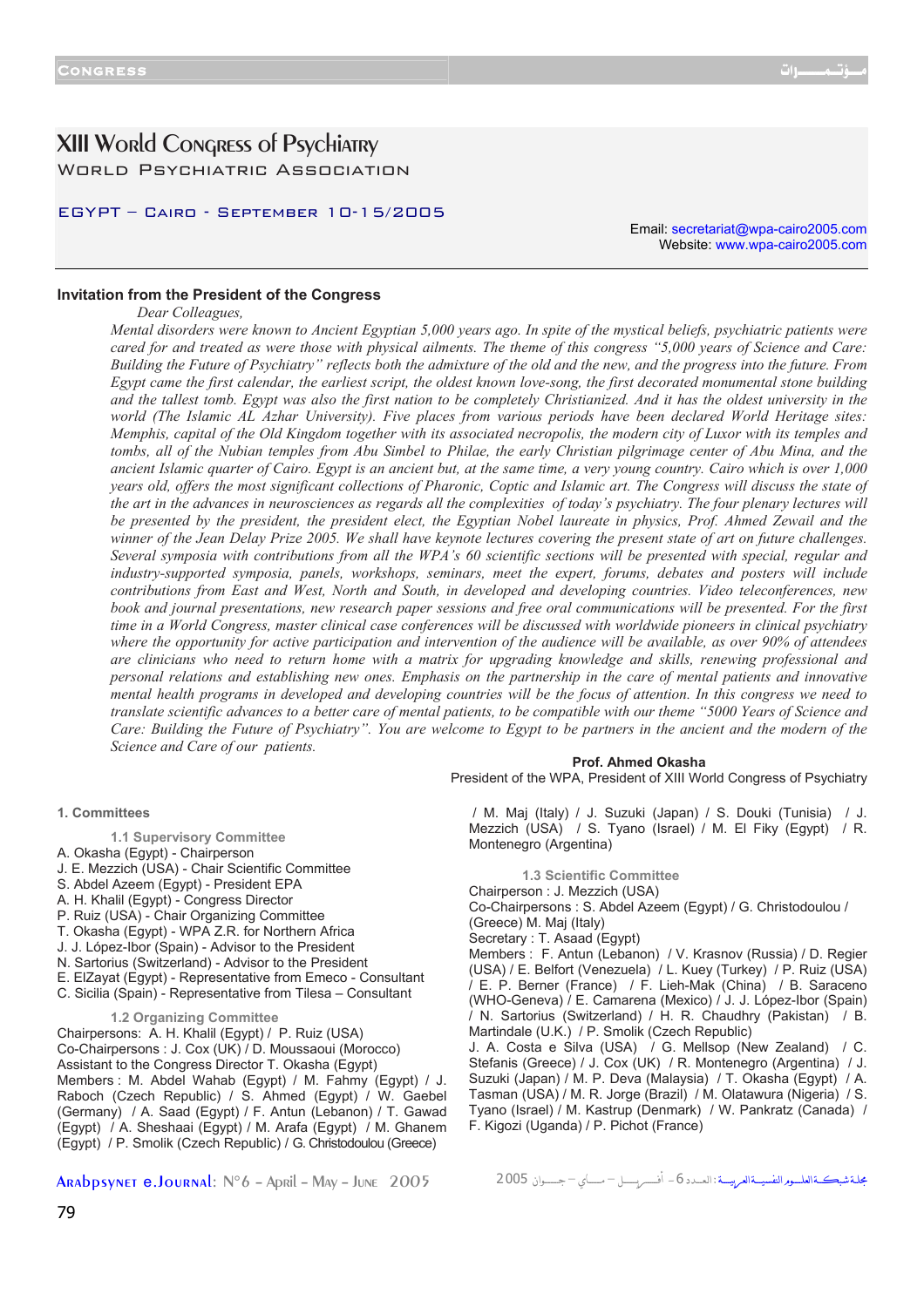# XIII World Congress of Psychiatry

## World Psychiatric Association

EGYPT – Cairo - September 10-15/2005

Email: secretariat@wpa-cairo2005.com
Website: www.wpa-cairo2005.com

### Invitation from the President of the Congress

*Dear Colleagues,*

*Mental disorders were known to Ancient Egyptian 5,000 years ago. In spite of the mystical beliefs, psychiatric patients were cared for and treated as were those with physical ailments. The theme of this congress "5,000 years of Science and Care: Building the Future of Psychiatry" reflects both the admixture of the old and the new, and the progress into the future. From Egypt came the first calendar, the earliest script, the oldest known love-song, the first decorated monumental stone building and the tallest tomb. Egypt was also the first nation to be completely Christianized. And it has the oldest university in the world (The Islamic AL Azhar University). Five places from various periods have been declared World Heritage sites: Memphis, capital of the Old Kingdom together with its associated necropolis, the modern city of Luxor with its temples and tombs, all of the Nubian temples from Abu Simbel to Philae, the early Christian pilgrimage center of Abu Mina, and the ancient Islamic quarter of Cairo. Egypt is an ancient but, at the same time, a very young country. Cairo which is over 1,000 years old, offers the most significant collections of Pharonic, Coptic and Islamic art. The Congress will discuss the state of the art in the advances in neurosciences as regards all the complexities of today's psychiatry. The four plenary lectures will be presented by the president, the president elect, the Egyptian Nobel laureate in physics, Prof. Ahmed Zewail and the winner of the Jean Delay Prize 2005. We shall have keynote lectures covering the present state of art on future challenges. Several symposia with contributions from all the WPA's 60 scientific sections will be presented with special, regular and industry-supported symposia, panels, workshops, seminars, meet the expert, forums, debates and posters will include contributions from East and West, North and South, in developed and developing countries. Video teleconferences, new book and journal presentations, new research paper sessions and free oral communications will be presented. For the first time in a World Congress, master clinical case conferences will be discussed with worldwide pioneers in clinical psychiatry where the opportunity for active participation and intervention of the audience will be available, as over 90% of attendees are clinicians who need to return home with a matrix for upgrading knowledge and skills, renewing professional and personal relations and establishing new ones. Emphasis on the partnership in the care of mental patients and innovative mental health programs in developed and developing countries will be the focus of attention. In this congress we need to translate scientific advances to a better care of mental patients, to be compatible with our theme "5000 Years of Science and Care: Building the Future of Psychiatry". You are welcome to Egypt to be partners in the ancient and the modern of the Science and Care of our patients.*

**Prof. Ahmed Okasha**
President of the WPA, President of XIII World Congress of Psychiatry

### 1. Committees

#### 1.1 Supervisory Committee

A. Okasha (Egypt) - Chairperson
J. E. Mezzich (USA) - Chair Scientific Committee
S. Abdel Azeem (Egypt) - President EPA
A. H. Khalil (Egypt) - Congress Director
P. Ruiz (USA) - Chair Organizing Committee
T. Okasha (Egypt) - WPA Z.R. for Northern Africa
J. J. López-Ibor (Spain) - Advisor to the President
N. Sartorius (Switzerland) - Advisor to the President
E. ElZayat (Egypt) - Representative from Emeco – Consultant
C. Sicilia (Spain) - Representative from Tilesa – Consultant

#### 1.2 Organizing Committee

Chairpersons: A. H. Khalil (Egypt) / P. Ruiz (USA)
Co-Chairpersons : J. Cox (UK) / D. Moussaoui (Morocco)
Assistant to the Congress Director T. Okasha (Egypt)
Members : M. Abdel Wahab (Egypt) / M. Fahmy (Egypt) / J. Raboch (Czech Republic) / S. Ahmed (Egypt) / W. Gaebel (Germany) / A. Saad (Egypt) / F. Antun (Lebanon) / T. Gawad (Egypt) / A. Sheshaai (Egypt) / M. Arafa (Egypt) / M. Ghanem (Egypt) / P. Smolik (Czech Republic) / G. Christodoulou (Greece) / M. Maj (Italy) / J. Suzuki (Japan) / S. Douki (Tunisia) / J. Mezzich (USA) / S. Tyano (Israel) / M. El Fiky (Egypt) / R. Montenegro (Argentina)

#### 1.3 Scientific Committee

Chairperson : J. Mezzich (USA)
Co-Chairpersons : S. Abdel Azeem (Egypt) / G. Christodoulou / (Greece) M. Maj (Italy)
Secretary : T. Asaad (Egypt)
Members : F. Antun (Lebanon) / V. Krasnov (Russia) / D. Regier (USA) / E. Belfort (Venezuela) / L. Kuey (Turkey) / P. Ruiz (USA) / E. P. Berner (France) / F. Lieh-Mak (China) / B. Saraceno (WHO-Geneva) / E. Camarena (Mexico) / J. J. López-Ibor (Spain) / N. Sartorius (Switzerland) / H. R. Chaudhry (Pakistan) / B. Martindale (U.K.) / P. Smolik (Czech Republic)
J. A. Costa e Silva (USA) / G. Mellsop (New Zealand) / C. Stefanis (Greece) / J. Cox (UK) / R. Montenegro (Argentina) / J. Suzuki (Japan) / M. P. Deva (Malaysia) / T. Okasha (Egypt) / A. Tasman (USA) / M. R. Jorge (Brazil) / M. Olatawura (Nigeria) / S. Tyano (Israel) / M. Kastrup (Denmark) / W. Pankratz (Canada) / F. Kigozi (Uganda) / P. Pichot (France)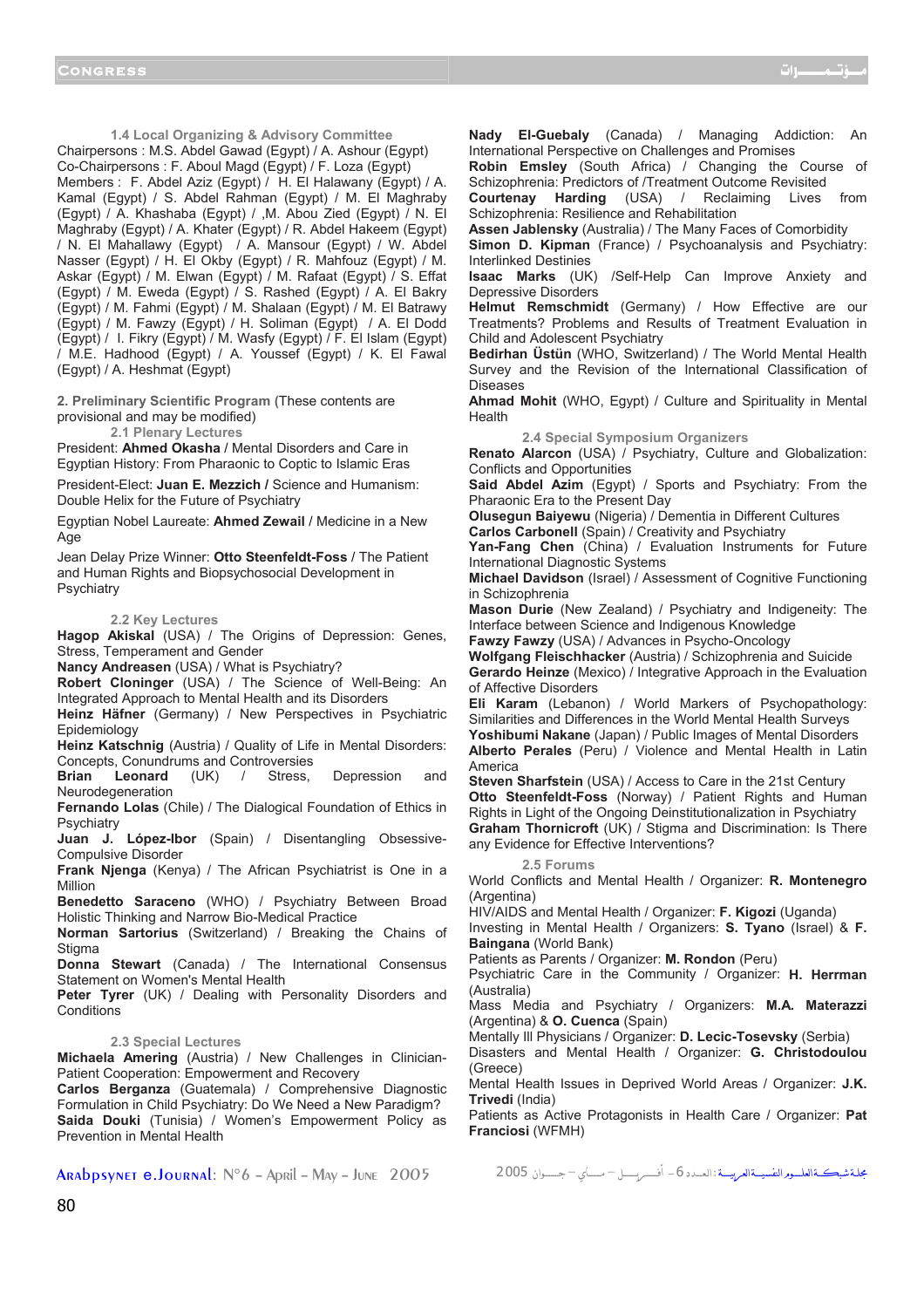#### 1.4 Local Organizing & Advisory Committee

Chairpersons : M.S. Abdel Gawad (Egypt) / A. Ashour (Egypt)
Co-Chairpersons : F. Aboul Magd (Egypt) / F. Loza (Egypt)
Members : F. Abdel Aziz (Egypt) / H. El Halawany (Egypt) / A. Kamal (Egypt) / S. Abdel Rahman (Egypt) / M. El Maghraby (Egypt) / A. Khashaba (Egypt) / ,M. Abou Zied (Egypt) / N. El Maghraby (Egypt) / A. Khater (Egypt) / R. Abdel Hakeem (Egypt) / N. El Mahallawy (Egypt) / A. Mansour (Egypt) / W. Abdel Nasser (Egypt) / H. El Okby (Egypt) / R. Mahfouz (Egypt) / M. Askar (Egypt) / M. Elwan (Egypt) / M. Rafaat (Egypt) / S. Effat (Egypt) / M. Eweda (Egypt) / S. Rashed (Egypt) / A. El Bakry (Egypt) / M. Fahmi (Egypt) / M. Shalaan (Egypt) / M. El Batrawy (Egypt) / M. Fawzy (Egypt) / H. Soliman (Egypt) / A. El Dodd (Egypt) / I. Fikry (Egypt) / M. Wasfy (Egypt) / F. El Islam (Egypt) / M.E. Hadhood (Egypt) / A. Youssef (Egypt) / K. El Fawal (Egypt) / A. Heshmat (Egypt)

### 2. Preliminary Scientific Program (These contents are provisional and may be modified)

#### 2.1 Plenary Lectures

President: **Ahmed Okasha** / Mental Disorders and Care in Egyptian History: From Pharaonic to Coptic to Islamic Eras

President-Elect: **Juan E. Mezzich** / Science and Humanism: Double Helix for the Future of Psychiatry

Egyptian Nobel Laureate: **Ahmed Zewail** / Medicine in a New Age

Jean Delay Prize Winner: **Otto Steenfeldt-Foss** / The Patient and Human Rights and Biopsychosocial Development in Psychiatry

#### 2.2 Key Lectures

**Hagop Akiskal** (USA) / The Origins of Depression: Genes, Stress, Temperament and Gender
**Nancy Andreasen** (USA) / What is Psychiatry?
**Robert Cloninger** (USA) / The Science of Well-Being: An Integrated Approach to Mental Health and its Disorders
**Heinz Häfner** (Germany) / New Perspectives in Psychiatric Epidemiology
**Heinz Katschnig** (Austria) / Quality of Life in Mental Disorders: Concepts, Conundrums and Controversies
**Brian Leonard** (UK) / Stress, Depression and Neurodegeneration
**Fernando Lolas** (Chile) / The Dialogical Foundation of Ethics in Psychiatry
**Juan J. López-Ibor** (Spain) / Disentangling Obsessive-Compulsive Disorder
**Frank Njenga** (Kenya) / The African Psychiatrist is One in a Million
**Benedetto Saraceno** (WHO) / Psychiatry Between Broad Holistic Thinking and Narrow Bio-Medical Practice
**Norman Sartorius** (Switzerland) / Breaking the Chains of Stigma
**Donna Stewart** (Canada) / The International Consensus Statement on Women's Mental Health
**Peter Tyrer** (UK) / Dealing with Personality Disorders and Conditions

#### 2.3 Special Lectures

**Michaela Amering** (Austria) / New Challenges in Clinician-Patient Cooperation: Empowerment and Recovery
**Carlos Berganza** (Guatemala) / Comprehensive Diagnostic Formulation in Child Psychiatry: Do We Need a New Paradigm?
**Saida Douki** (Tunisia) / Women's Empowerment Policy as Prevention in Mental Health
**Nady El-Guebaly** (Canada) / Managing Addiction: An International Perspective on Challenges and Promises
**Robin Emsley** (South Africa) / Changing the Course of Schizophrenia: Predictors of /Treatment Outcome Revisited
**Courtenay Harding** (USA) / Reclaiming Lives from Schizophrenia: Resilience and Rehabilitation
**Assen Jablensky** (Australia) / The Many Faces of Comorbidity
**Simon D. Kipman** (France) / Psychoanalysis and Psychiatry: Interlinked Destinies
**Isaac Marks** (UK) /Self-Help Can Improve Anxiety and Depressive Disorders
**Helmut Remschmidt** (Germany) / How Effective are our Treatments? Problems and Results of Treatment Evaluation in Child and Adolescent Psychiatry
**Bedirhan Üstün** (WHO, Switzerland) / The World Mental Health Survey and the Revision of the International Classification of Diseases
**Ahmad Mohit** (WHO, Egypt) / Culture and Spirituality in Mental Health

#### 2.4 Special Symposium Organizers

**Renato Alarcon** (USA) / Psychiatry, Culture and Globalization: Conflicts and Opportunities
**Said Abdel Azim** (Egypt) / Sports and Psychiatry: From the Pharaonic Era to the Present Day
**Olusegun Baiyewu** (Nigeria) / Dementia in Different Cultures
**Carlos Carbonell** (Spain) / Creativity and Psychiatry
**Yan-Fang Chen** (China) / Evaluation Instruments for Future International Diagnostic Systems
**Michael Davidson** (Israel) / Assessment of Cognitive Functioning in Schizophrenia
**Mason Durie** (New Zealand) / Psychiatry and Indigeneity: The Interface between Science and Indigenous Knowledge
**Fawzy Fawzy** (USA) / Advances in Psycho-Oncology
**Wolfgang Fleischhacker** (Austria) / Schizophrenia and Suicide
**Gerardo Heinze** (Mexico) / Integrative Approach in the Evaluation of Affective Disorders
**Eli Karam** (Lebanon) / World Markers of Psychopathology: Similarities and Differences in the World Mental Health Surveys
**Yoshibumi Nakane** (Japan) / Public Images of Mental Disorders
**Alberto Perales** (Peru) / Violence and Mental Health in Latin America
**Steven Sharfstein** (USA) / Access to Care in the 21st Century
**Otto Steenfeldt-Foss** (Norway) / Patient Rights and Human Rights in Light of the Ongoing Deinstitutionalization in Psychiatry
**Graham Thornicroft** (UK) / Stigma and Discrimination: Is There any Evidence for Effective Interventions?

#### 2.5 Forums

World Conflicts and Mental Health / Organizer: **R. Montenegro** (Argentina)
HIV/AIDS and Mental Health / Organizer: **F. Kigozi** (Uganda)
Investing in Mental Health / Organizers: **S. Tyano** (Israel) & **F. Baingana** (World Bank)
Patients as Parents / Organizer: **M. Rondon** (Peru)
Psychiatric Care in the Community / Organizer: **H. Herrman** (Australia)
Mass Media and Psychiatry / Organizers: **M.A. Materazzi** (Argentina) & **O. Cuenca** (Spain)
Mentally Ill Physicians / Organizer: **D. Lecic-Tosevsky** (Serbia)
Disasters and Mental Health / Organizer: **G. Christodoulou** (Greece)
Mental Health Issues in Deprived World Areas / Organizer: **J.K. Trivedi** (India)
Patients as Active Protagonists in Health Care / Organizer: **Pat Franciosi** (WFMH)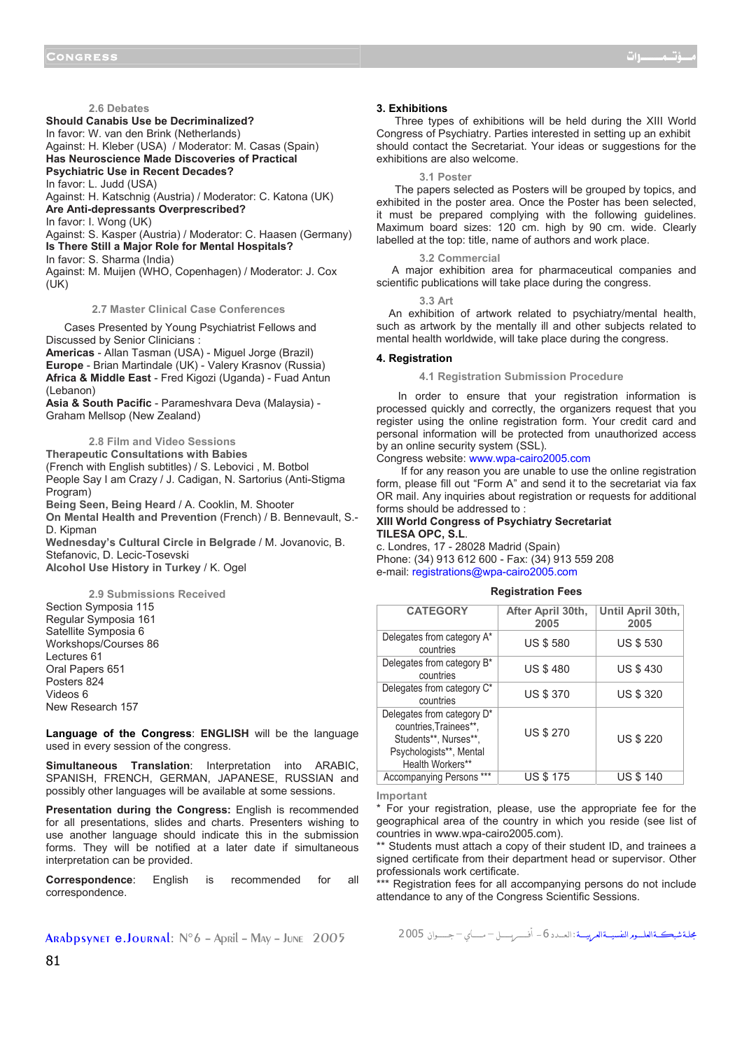### 2.6 Debates

**Should Canabis Use be Decriminalized?**
In favor: W. van den Brink (Netherlands)
Against: H. Kleber (USA) / Moderator: M. Casas (Spain)

**Has Neuroscience Made Discoveries of Practical Psychiatric Use in Recent Decades?**
In favor: L. Judd (USA)
Against: H. Katschnig (Austria) / Moderator: C. Katona (UK)

**Are Anti-depressants Overprescribed?**
In favor: I. Wong (UK)
Against: S. Kasper (Austria) / Moderator: C. Haasen (Germany)

**Is There Still a Major Role for Mental Hospitals?**
In favor: S. Sharma (India)
Against: M. Muijen (WHO, Copenhagen) / Moderator: J. Cox (UK)

### 2.7 Master Clinical Case Conferences

Cases Presented by Young Psychiatrist Fellows and Discussed by Senior Clinicians :

**Americas** - Allan Tasman (USA) - Miguel Jorge (Brazil)
**Europe** - Brian Martindale (UK) - Valery Krasnov (Russia)
**Africa & Middle East** - Fred Kigozi (Uganda) - Fuad Antun (Lebanon)
**Asia & South Pacific** - Parameshvara Deva (Malaysia) - Graham Mellsop (New Zealand)

### 2.8 Film and Video Sessions

**Therapeutic Consultations with Babies** (French with English subtitles) / S. Lebovici , M. Botbol
People Say I am Crazy / J. Cadigan, N. Sartorius (Anti-Stigma Program)
**Being Seen, Being Heard** / A. Cooklin, M. Shooter
**On Mental Health and Prevention** (French) / B. Bennevault, S.-D. Kipman
**Wednesday's Cultural Circle in Belgrade** / M. Jovanovic, B. Stefanovic, D. Lecic-Tosevski
**Alcohol Use History in Turkey** / K. Ogel

### 2.9 Submissions Received

Section Symposia 115
Regular Symposia 161
Satellite Symposia 6
Workshops/Courses 86
Lectures 61
Oral Papers 651
Posters 824
Videos 6
New Research 157

**Language of the Congress**: **ENGLISH** will be the language used in every session of the congress.

**Simultaneous Translation**: Interpretation into ARABIC, SPANISH, FRENCH, GERMAN, JAPANESE, RUSSIAN and possibly other languages will be available at some sessions.

**Presentation during the Congress:** English is recommended for all presentations, slides and charts. Presenters wishing to use another language should indicate this in the submission forms. They will be notified at a later date if simultaneous interpretation can be provided.

**Correspondence**: English is recommended for all correspondence.

## 3. Exhibitions

Three types of exhibitions will be held during the XIII World Congress of Psychiatry. Parties interested in setting up an exhibit should contact the Secretariat. Your ideas or suggestions for the exhibitions are also welcome.

### 3.1 Poster

The papers selected as Posters will be grouped by topics, and exhibited in the poster area. Once the Poster has been selected, it must be prepared complying with the following guidelines. Maximum board sizes: 120 cm. high by 90 cm. wide. Clearly labelled at the top: title, name of authors and work place.

### 3.2 Commercial

A major exhibition area for pharmaceutical companies and scientific publications will take place during the congress.

### 3.3 Art

An exhibition of artwork related to psychiatry/mental health, such as artwork by the mentally ill and other subjects related to mental health worldwide, will take place during the congress.

## 4. Registration

### 4.1 Registration Submission Procedure

In order to ensure that your registration information is processed quickly and correctly, the organizers request that you register using the online registration form. Your credit card and personal information will be protected from unauthorized access by an online security system (SSL).
Congress website: www.wpa-cairo2005.com

If for any reason you are unable to use the online registration form, please fill out "Form A" and send it to the secretariat via fax OR mail. Any inquiries about registration or requests for additional forms should be addressed to :

**XIII World Congress of Psychiatry Secretariat**
**TILESA OPC, S.L.**
c. Londres, 17 - 28028 Madrid (Spain)
Phone: (34) 913 612 600 - Fax: (34) 913 559 208
e-mail: registrations@wpa-cairo2005.com

**Registration Fees**

| CATEGORY | After April 30th, 2005 | Until April 30th, 2005 |
|---|---|---|
| Delegates from category A* countries | US $ 580 | US $ 530 |
| Delegates from category B* countries | US $ 480 | US $ 430 |
| Delegates from category C* countries | US $ 370 | US $ 320 |
| Delegates from category D* countries, Trainees**, Students**, Nurses**, Psychologists**, Mental Health Workers** | US $ 270 | US $ 220 |
| Accompanying Persons *** | US $ 175 | US $ 140 |

**Important**

* For your registration, please, use the appropriate fee for the geographical area of the country in which you reside (see list of countries in www.wpa-cairo2005.com).

** Students must attach a copy of their student ID, and trainees a signed certificate from their department head or supervisor. Other professionals work certificate.

*** Registration fees for all accompanying persons do not include attendance to any of the Congress Scientific Sessions.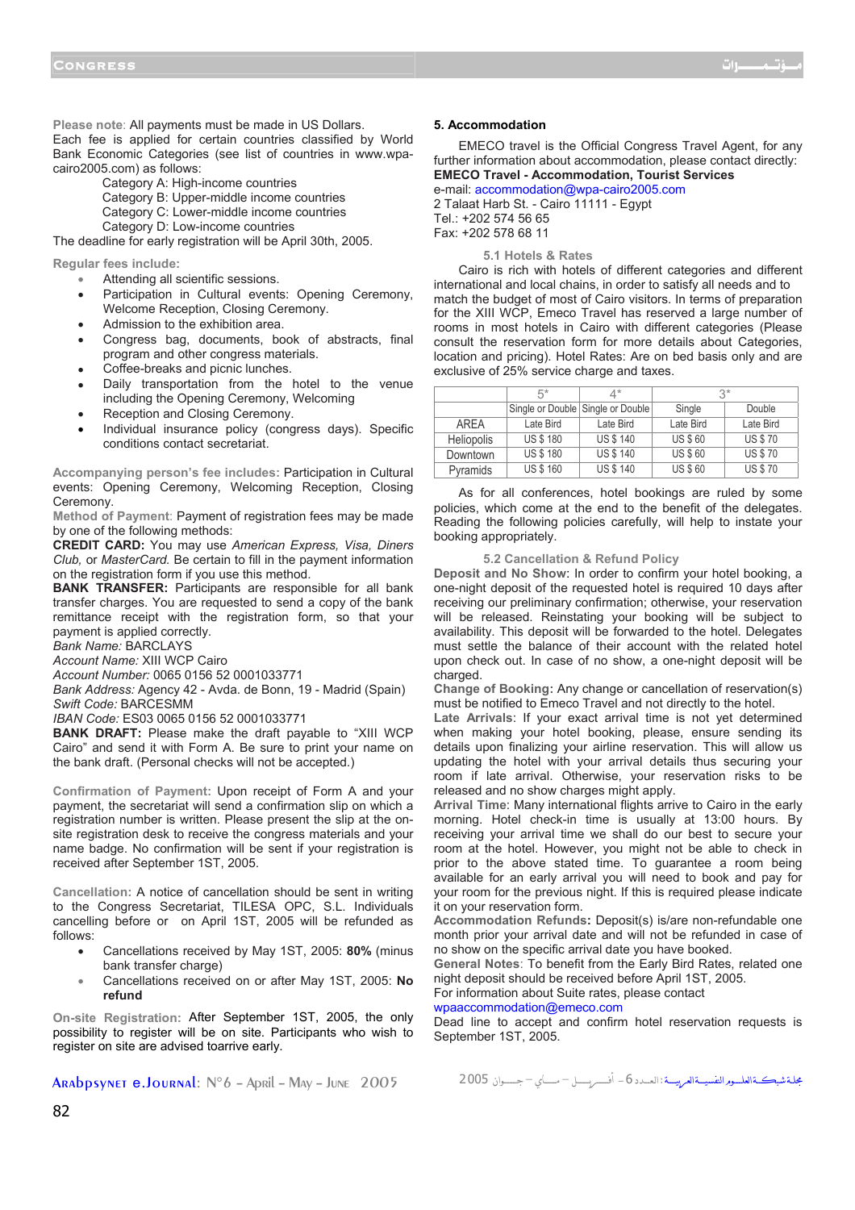**Please note**: All payments must be made in US Dollars.
Each fee is applied for certain countries classified by World Bank Economic Categories (see list of countries in www.wpa-cairo2005.com) as follows:

Category A: High-income countries
Category B: Upper-middle income countries
Category C: Lower-middle income countries
Category D: Low-income countries

The deadline for early registration will be April 30th, 2005.

**Regular fees include:**

- Attending all scientific sessions.
- Participation in Cultural events: Opening Ceremony, Welcome Reception, Closing Ceremony.
- Admission to the exhibition area.
- Congress bag, documents, book of abstracts, final program and other congress materials.
- Coffee-breaks and picnic lunches.
- Daily transportation from the hotel to the venue including the Opening Ceremony, Welcoming
- Reception and Closing Ceremony.
- Individual insurance policy (congress days). Specific conditions contact secretariat.

**Accompanying person's fee includes:** Participation in Cultural events: Opening Ceremony, Welcoming Reception, Closing Ceremony.

**Method of Payment**: Payment of registration fees may be made by one of the following methods:

**CREDIT CARD:** You may use *American Express, Visa, Diners Club,* or *MasterCard.* Be certain to fill in the payment information on the registration form if you use this method.

**BANK TRANSFER:** Participants are responsible for all bank transfer charges. You are requested to send a copy of the bank remittance receipt with the registration form, so that your payment is applied correctly.

*Bank Name:* BARCLAYS
*Account Name:* XIII WCP Cairo
*Account Number:* 0065 0156 52 0001033771
*Bank Address:* Agency 42 - Avda. de Bonn, 19 - Madrid (Spain)
*Swift Code:* BARCESMM
*IBAN Code:* ES03 0065 0156 52 0001033771

**BANK DRAFT:** Please make the draft payable to "XIII WCP Cairo" and send it with Form A. Be sure to print your name on the bank draft. (Personal checks will not be accepted.)

**Confirmation of Payment:** Upon receipt of Form A and your payment, the secretariat will send a confirmation slip on which a registration number is written. Please present the slip at the on-site registration desk to receive the congress materials and your name badge. No confirmation will be sent if your registration is received after September 1ST, 2005.

**Cancellation:** A notice of cancellation should be sent in writing to the Congress Secretariat, TILESA OPC, S.L. Individuals cancelling before or on April 1ST, 2005 will be refunded as follows:

- Cancellations received by May 1ST, 2005: **80%** (minus bank transfer charge)
- Cancellations received on or after May 1ST, 2005: **No refund**

**On-site Registration:** After September 1ST, 2005, the only possibility to register will be on site. Participants who wish to register on site are advised toarrive early.

### 5. Accommodation

EMECO travel is the Official Congress Travel Agent, for any further information about accommodation, please contact directly:

**EMECO Travel - Accommodation, Tourist Services**
e-mail: accommodation@wpa-cairo2005.com
2 Talaat Harb St. - Cairo 11111 - Egypt
Tel.: +202 574 56 65
Fax: +202 578 68 11

#### 5.1 Hotels & Rates

Cairo is rich with hotels of different categories and different international and local chains, in order to satisfy all needs and to match the budget of most of Cairo visitors. In terms of preparation for the XIII WCP, Emeco Travel has reserved a large number of rooms in most hotels in Cairo with different categories (Please consult the reservation form for more details about Categories, location and pricing). Hotel Rates: Are on bed basis only and are exclusive of 25% service charge and taxes.

| | 5* | 4* | 3* | |
|---|---|---|---|---|
| | Single or Double | Single or Double | Single | Double |
| AREA | Late Bird | Late Bird | Late Bird | Late Bird |
| Heliopolis | US $ 180 | US $ 140 | US $ 60 | US $ 70 |
| Downtown | US $ 180 | US $ 140 | US $ 60 | US $ 70 |
| Pyramids | US $ 160 | US $ 140 | US $ 60 | US $ 70 |

As for all conferences, hotel bookings are ruled by some policies, which come at the end to the benefit of the delegates. Reading the following policies carefully, will help to instate your booking appropriately.

#### 5.2 Cancellation & Refund Policy

**Deposit and No Show**: In order to confirm your hotel booking, a one-night deposit of the requested hotel is required 10 days after receiving our preliminary confirmation; otherwise, your reservation will be released. Reinstating your booking will be subject to availability. This deposit will be forwarded to the hotel. Delegates must settle the balance of their account with the related hotel upon check out. In case of no show, a one-night deposit will be charged.

**Change of Booking:** Any change or cancellation of reservation(s) must be notified to Emeco Travel and not directly to the hotel.

**Late Arrivals**: If your exact arrival time is not yet determined when making your hotel booking, please, ensure sending its details upon finalizing your airline reservation. This will allow us updating the hotel with your arrival details thus securing your room if late arrival. Otherwise, your reservation risks to be released and no show charges might apply.

**Arrival Time**: Many international flights arrive to Cairo in the early morning. Hotel check-in time is usually at 13:00 hours. By receiving your arrival time we shall do our best to secure your room at the hotel. However, you might not be able to check in prior to the above stated time. To guarantee a room being available for an early arrival you will need to book and pay for your room for the previous night. If this is required please indicate it on your reservation form.

**Accommodation Refunds:** Deposit(s) is/are non-refundable one month prior your arrival date and will not be refunded in case of no show on the specific arrival date you have booked.

**General Notes**: To benefit from the Early Bird Rates, related one night deposit should be received before April 1ST, 2005.
For information about Suite rates, please contact wpaaccommodation@emeco.com
Dead line to accept and confirm hotel reservation requests is September 1ST, 2005.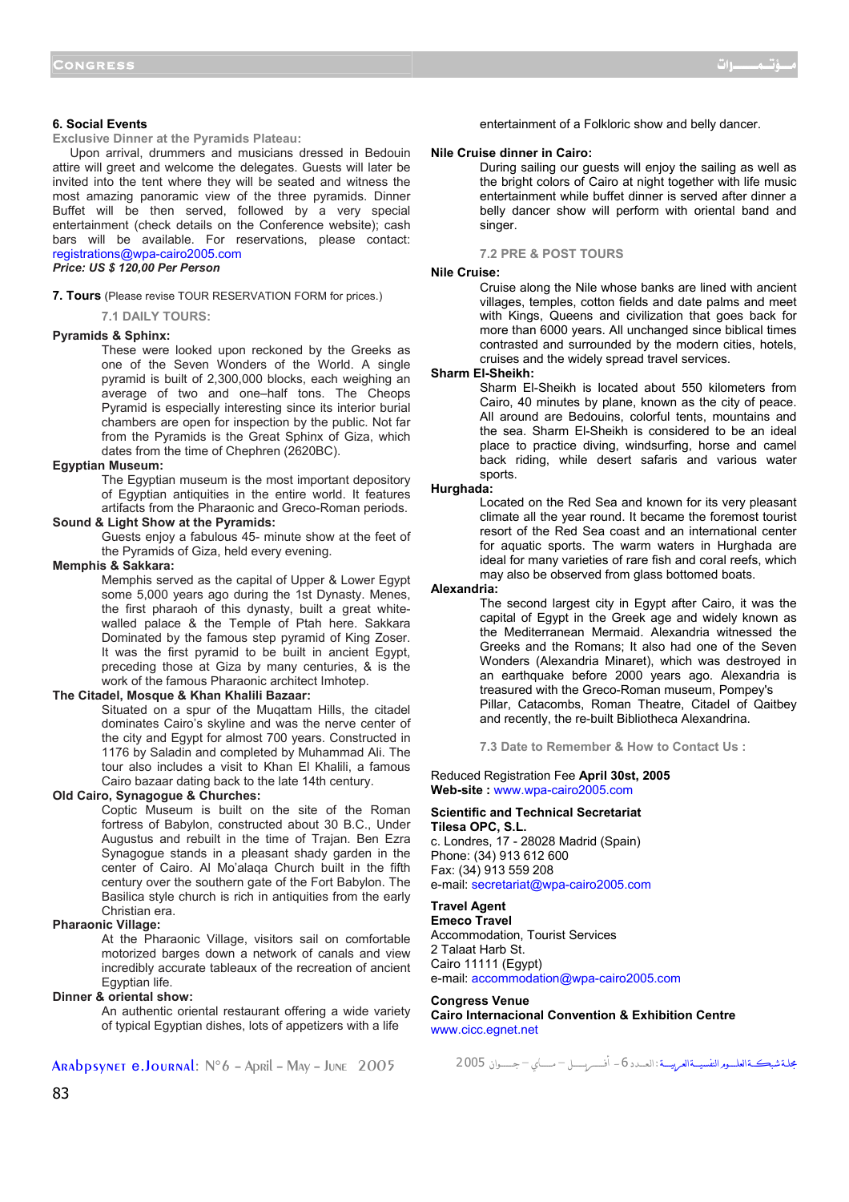## 6. Social Events

**Exclusive Dinner at the Pyramids Plateau:**

Upon arrival, drummers and musicians dressed in Bedouin attire will greet and welcome the delegates. Guests will later be invited into the tent where they will be seated and witness the most amazing panoramic view of the three pyramids. Dinner Buffet will be then served, followed by a very special entertainment (check details on the Conference website); cash bars will be available. For reservations, please contact: registrations@wpa-cairo2005.com

***Price: US $ 120,00 Per Person***

## 7. Tours (Please revise TOUR RESERVATION FORM for prices.)

### 7.1 DAILY TOURS:

**Pyramids & Sphinx:**

These were looked upon reckoned by the Greeks as one of the Seven Wonders of the World. A single pyramid is built of 2,300,000 blocks, each weighing an average of two and one–half tons. The Cheops Pyramid is especially interesting since its interior burial chambers are open for inspection by the public. Not far from the Pyramids is the Great Sphinx of Giza, which dates from the time of Chephren (2620BC).

**Egyptian Museum:**

The Egyptian museum is the most important depository of Egyptian antiquities in the entire world. It features artifacts from the Pharaonic and Greco-Roman periods.

**Sound & Light Show at the Pyramids:**

Guests enjoy a fabulous 45- minute show at the feet of the Pyramids of Giza, held every evening.

**Memphis & Sakkara:**

Memphis served as the capital of Upper & Lower Egypt some 5,000 years ago during the 1st Dynasty. Menes, the first pharaoh of this dynasty, built a great white-walled palace & the Temple of Ptah here. Sakkara Dominated by the famous step pyramid of King Zoser. It was the first pyramid to be built in ancient Egypt, preceding those at Giza by many centuries, & is the work of the famous Pharaonic architect Imhotep.

**The Citadel, Mosque & Khan Khalili Bazaar:**

Situated on a spur of the Muqattam Hills, the citadel dominates Cairo's skyline and was the nerve center of the city and Egypt for almost 700 years. Constructed in 1176 by Saladin and completed by Muhammad Ali. The tour also includes a visit to Khan El Khalili, a famous Cairo bazaar dating back to the late 14th century.

**Old Cairo, Synagogue & Churches:**

Coptic Museum is built on the site of the Roman fortress of Babylon, constructed about 30 B.C., Under Augustus and rebuilt in the time of Trajan. Ben Ezra Synagogue stands in a pleasant shady garden in the center of Cairo. Al Mo'alaqa Church built in the fifth century over the southern gate of the Fort Babylon. The Basilica style church is rich in antiquities from the early Christian era.

**Pharaonic Village:**

At the Pharaonic Village, visitors sail on comfortable motorized barges down a network of canals and view incredibly accurate tableaux of the recreation of ancient Egyptian life.

**Dinner & oriental show:**

An authentic oriental restaurant offering a wide variety of typical Egyptian dishes, lots of appetizers with a life entertainment of a Folkloric show and belly dancer.

**Nile Cruise dinner in Cairo:**

During sailing our guests will enjoy the sailing as well as the bright colors of Cairo at night together with life music entertainment while buffet dinner is served after dinner a belly dancer show will perform with oriental band and singer.

### 7.2 PRE & POST TOURS

**Nile Cruise:**

Cruise along the Nile whose banks are lined with ancient villages, temples, cotton fields and date palms and meet with Kings, Queens and civilization that goes back for more than 6000 years. All unchanged since biblical times contrasted and surrounded by the modern cities, hotels, cruises and the widely spread travel services.

**Sharm El-Sheikh:**

Sharm El-Sheikh is located about 550 kilometers from Cairo, 40 minutes by plane, known as the city of peace. All around are Bedouins, colorful tents, mountains and the sea. Sharm El-Sheikh is considered to be an ideal place to practice diving, windsurfing, horse and camel back riding, while desert safaris and various water sports.

**Hurghada:**

Located on the Red Sea and known for its very pleasant climate all the year round. It became the foremost tourist resort of the Red Sea coast and an international center for aquatic sports. The warm waters in Hurghada are ideal for many varieties of rare fish and coral reefs, which may also be observed from glass bottomed boats.

**Alexandria:**

The second largest city in Egypt after Cairo, it was the capital of Egypt in the Greek age and widely known as the Mediterranean Mermaid. Alexandria witnessed the Greeks and the Romans; It also had one of the Seven Wonders (Alexandria Minaret), which was destroyed in an earthquake before 2000 years ago. Alexandria is treasured with the Greco-Roman museum, Pompey's Pillar, Catacombs, Roman Theatre, Citadel of Qaitbey and recently, the re-built Bibliotheca Alexandrina.

### 7.3 Date to Remember & How to Contact Us :

Reduced Registration Fee **April 30st, 2005**
**Web-site :** www.wpa-cairo2005.com

**Scientific and Technical Secretariat**
**Tilesa OPC, S.L.**
c. Londres, 17 - 28028 Madrid (Spain)
Phone: (34) 913 612 600
Fax: (34) 913 559 208
e-mail: secretariat@wpa-cairo2005.com

**Travel Agent**
**Emeco Travel**
Accommodation, Tourist Services
2 Talaat Harb St.
Cairo 11111 (Egypt)
e-mail: accommodation@wpa-cairo2005.com

**Congress Venue**
**Cairo Internacional Convention & Exhibition Centre**
www.cicc.egnet.net